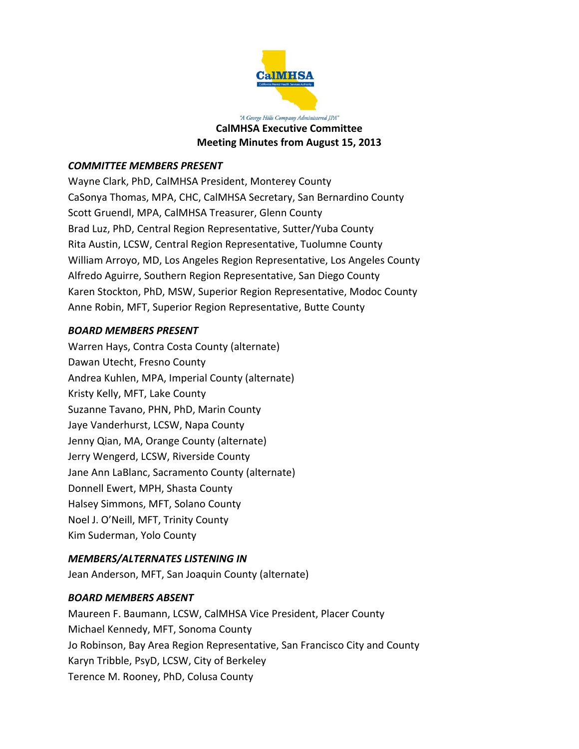"A George Hills Company Administered JPA"

**CalMHSA Executive Committee**
**Meeting Minutes from August 15, 2013**

***COMMITTEE MEMBERS PRESENT***

Wayne Clark, PhD, CalMHSA President, Monterey County
CaSonya Thomas, MPA, CHC, CalMHSA Secretary, San Bernardino County
Scott Gruendl, MPA, CalMHSA Treasurer, Glenn County
Brad Luz, PhD, Central Region Representative, Sutter/Yuba County
Rita Austin, LCSW, Central Region Representative, Tuolumne County
William Arroyo, MD, Los Angeles Region Representative, Los Angeles County
Alfredo Aguirre, Southern Region Representative, San Diego County
Karen Stockton, PhD, MSW, Superior Region Representative, Modoc County
Anne Robin, MFT, Superior Region Representative, Butte County

***BOARD MEMBERS PRESENT***

Warren Hays, Contra Costa County (alternate)
Dawan Utecht, Fresno County
Andrea Kuhlen, MPA, Imperial County (alternate)
Kristy Kelly, MFT, Lake County
Suzanne Tavano, PHN, PhD, Marin County
Jaye Vanderhurst, LCSW, Napa County
Jenny Qian, MA, Orange County (alternate)
Jerry Wengerd, LCSW, Riverside County
Jane Ann LaBlanc, Sacramento County (alternate)
Donnell Ewert, MPH, Shasta County
Halsey Simmons, MFT, Solano County
Noel J. O'Neill, MFT, Trinity County
Kim Suderman, Yolo County

***MEMBERS/ALTERNATES LISTENING IN***

Jean Anderson, MFT, San Joaquin County (alternate)

***BOARD MEMBERS ABSENT***

Maureen F. Baumann, LCSW, CalMHSA Vice President, Placer County
Michael Kennedy, MFT, Sonoma County
Jo Robinson, Bay Area Region Representative, San Francisco City and County
Karyn Tribble, PsyD, LCSW, City of Berkeley
Terence M. Rooney, PhD, Colusa County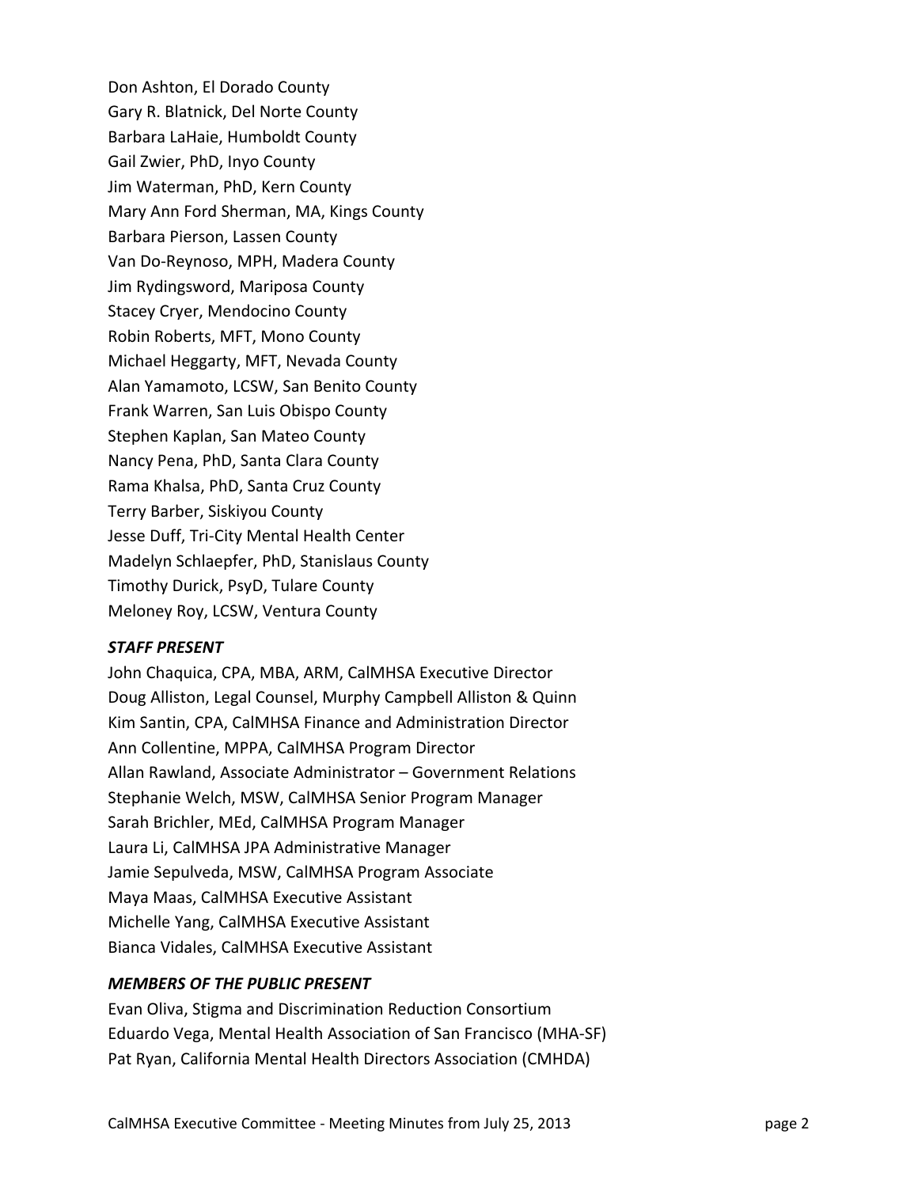Don Ashton, El Dorado County
Gary R. Blatnick, Del Norte County
Barbara LaHaie, Humboldt County
Gail Zwier, PhD, Inyo County
Jim Waterman, PhD, Kern County
Mary Ann Ford Sherman, MA, Kings County
Barbara Pierson, Lassen County
Van Do-Reynoso, MPH, Madera County
Jim Rydingsword, Mariposa County
Stacey Cryer, Mendocino County
Robin Roberts, MFT, Mono County
Michael Heggarty, MFT, Nevada County
Alan Yamamoto, LCSW, San Benito County
Frank Warren, San Luis Obispo County
Stephen Kaplan, San Mateo County
Nancy Pena, PhD, Santa Clara County
Rama Khalsa, PhD, Santa Cruz County
Terry Barber, Siskiyou County
Jesse Duff, Tri-City Mental Health Center
Madelyn Schlaepfer, PhD, Stanislaus County
Timothy Durick, PsyD, Tulare County
Meloney Roy, LCSW, Ventura County

***STAFF PRESENT***

John Chaquica, CPA, MBA, ARM, CalMHSA Executive Director
Doug Alliston, Legal Counsel, Murphy Campbell Alliston & Quinn
Kim Santin, CPA, CalMHSA Finance and Administration Director
Ann Collentine, MPPA, CalMHSA Program Director
Allan Rawland, Associate Administrator – Government Relations
Stephanie Welch, MSW, CalMHSA Senior Program Manager
Sarah Brichler, MEd, CalMHSA Program Manager
Laura Li, CalMHSA JPA Administrative Manager
Jamie Sepulveda, MSW, CalMHSA Program Associate
Maya Maas, CalMHSA Executive Assistant
Michelle Yang, CalMHSA Executive Assistant
Bianca Vidales, CalMHSA Executive Assistant

***MEMBERS OF THE PUBLIC PRESENT***

Evan Oliva, Stigma and Discrimination Reduction Consortium
Eduardo Vega, Mental Health Association of San Francisco (MHA-SF)
Pat Ryan, California Mental Health Directors Association (CMHDA)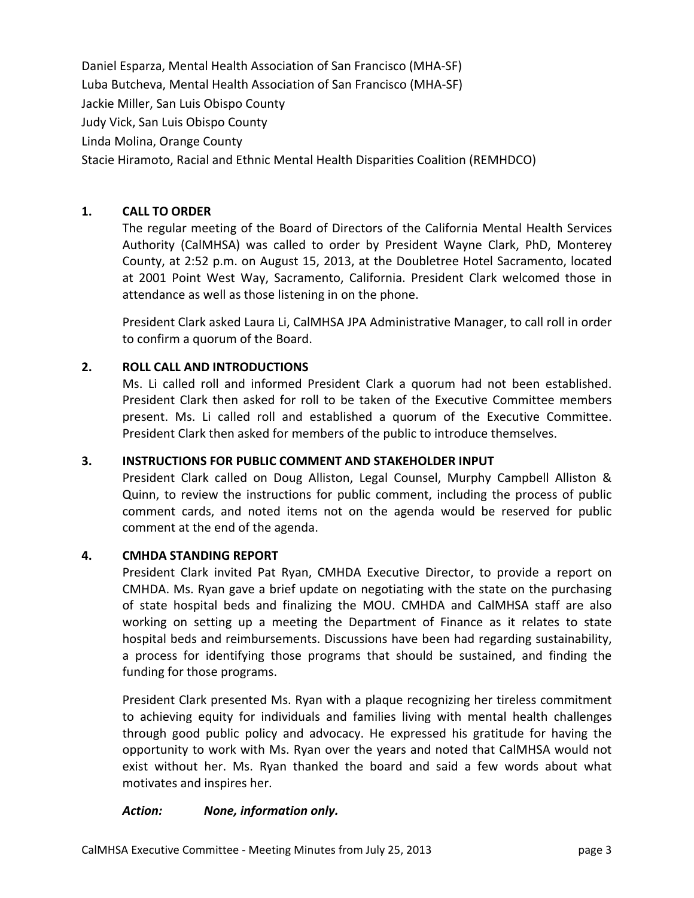Daniel Esparza, Mental Health Association of San Francisco (MHA-SF)
Luba Butcheva, Mental Health Association of San Francisco (MHA-SF)
Jackie Miller, San Luis Obispo County
Judy Vick, San Luis Obispo County
Linda Molina, Orange County
Stacie Hiramoto, Racial and Ethnic Mental Health Disparities Coalition (REMHDCO)

## 1. CALL TO ORDER

The regular meeting of the Board of Directors of the California Mental Health Services Authority (CalMHSA) was called to order by President Wayne Clark, PhD, Monterey County, at 2:52 p.m. on August 15, 2013, at the Doubletree Hotel Sacramento, located at 2001 Point West Way, Sacramento, California. President Clark welcomed those in attendance as well as those listening in on the phone.

President Clark asked Laura Li, CalMHSA JPA Administrative Manager, to call roll in order to confirm a quorum of the Board.

## 2. ROLL CALL AND INTRODUCTIONS

Ms. Li called roll and informed President Clark a quorum had not been established. President Clark then asked for roll to be taken of the Executive Committee members present. Ms. Li called roll and established a quorum of the Executive Committee. President Clark then asked for members of the public to introduce themselves.

## 3. INSTRUCTIONS FOR PUBLIC COMMENT AND STAKEHOLDER INPUT

President Clark called on Doug Alliston, Legal Counsel, Murphy Campbell Alliston & Quinn, to review the instructions for public comment, including the process of public comment cards, and noted items not on the agenda would be reserved for public comment at the end of the agenda.

## 4. CMHDA STANDING REPORT

President Clark invited Pat Ryan, CMHDA Executive Director, to provide a report on CMHDA. Ms. Ryan gave a brief update on negotiating with the state on the purchasing of state hospital beds and finalizing the MOU. CMHDA and CalMHSA staff are also working on setting up a meeting the Department of Finance as it relates to state hospital beds and reimbursements. Discussions have been had regarding sustainability, a process for identifying those programs that should be sustained, and finding the funding for those programs.

President Clark presented Ms. Ryan with a plaque recognizing her tireless commitment to achieving equity for individuals and families living with mental health challenges through good public policy and advocacy. He expressed his gratitude for having the opportunity to work with Ms. Ryan over the years and noted that CalMHSA would not exist without her. Ms. Ryan thanked the board and said a few words about what motivates and inspires her.

***Action:*** ***None, information only.***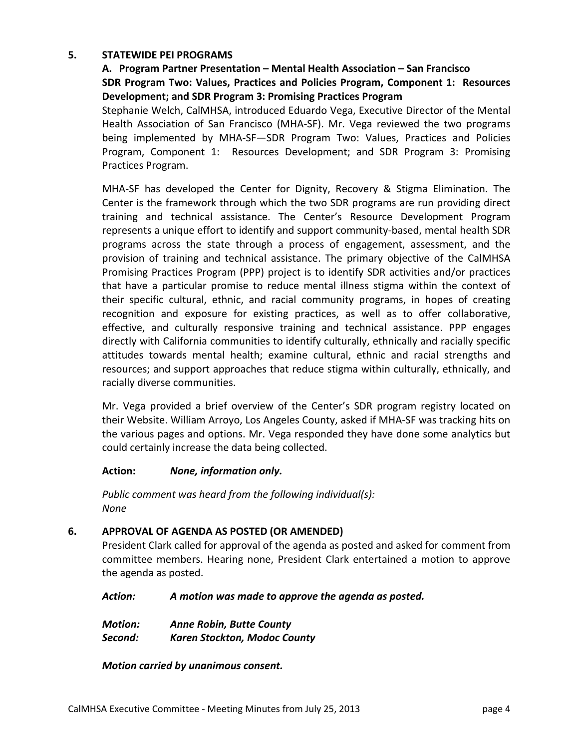## 5. STATEWIDE PEI PROGRAMS

### A. Program Partner Presentation – Mental Health Association – San Francisco SDR Program Two: Values, Practices and Policies Program, Component 1: Resources Development; and SDR Program 3: Promising Practices Program

Stephanie Welch, CalMHSA, introduced Eduardo Vega, Executive Director of the Mental Health Association of San Francisco (MHA-SF). Mr. Vega reviewed the two programs being implemented by MHA-SF—SDR Program Two: Values, Practices and Policies Program, Component 1: Resources Development; and SDR Program 3: Promising Practices Program.

MHA-SF has developed the Center for Dignity, Recovery & Stigma Elimination. The Center is the framework through which the two SDR programs are run providing direct training and technical assistance. The Center's Resource Development Program represents a unique effort to identify and support community-based, mental health SDR programs across the state through a process of engagement, assessment, and the provision of training and technical assistance. The primary objective of the CalMHSA Promising Practices Program (PPP) project is to identify SDR activities and/or practices that have a particular promise to reduce mental illness stigma within the context of their specific cultural, ethnic, and racial community programs, in hopes of creating recognition and exposure for existing practices, as well as to offer collaborative, effective, and culturally responsive training and technical assistance. PPP engages directly with California communities to identify culturally, ethnically and racially specific attitudes towards mental health; examine cultural, ethnic and racial strengths and resources; and support approaches that reduce stigma within culturally, ethnically, and racially diverse communities.

Mr. Vega provided a brief overview of the Center's SDR program registry located on their Website. William Arroyo, Los Angeles County, asked if MHA-SF was tracking hits on the various pages and options. Mr. Vega responded they have done some analytics but could certainly increase the data being collected.

**Action:** ***None, information only.***

*Public comment was heard from the following individual(s):*
*None*

## 6. APPROVAL OF AGENDA AS POSTED (OR AMENDED)

President Clark called for approval of the agenda as posted and asked for comment from committee members. Hearing none, President Clark entertained a motion to approve the agenda as posted.

***Action:*** ***A motion was made to approve the agenda as posted.***

***Motion:*** ***Anne Robin, Butte County***
***Second:*** ***Karen Stockton, Modoc County***

***Motion carried by unanimous consent.***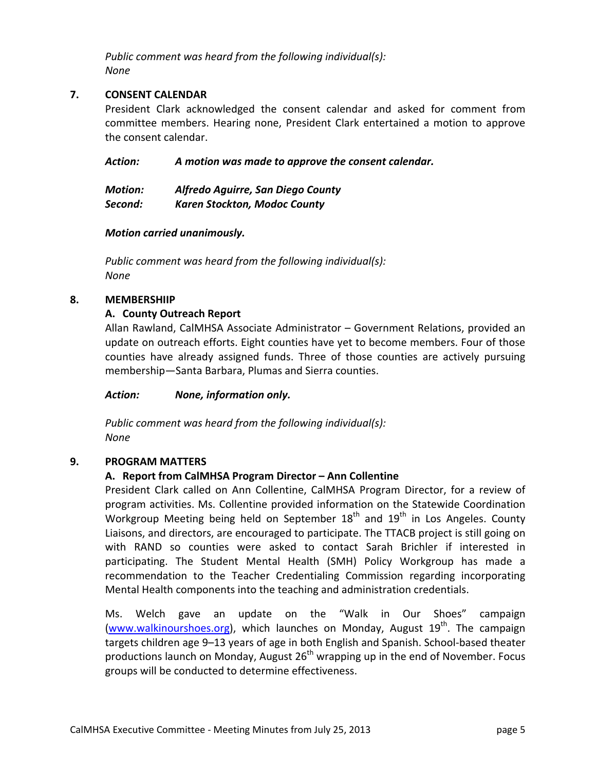*Public comment was heard from the following individual(s):*
*None*

**7. CONSENT CALENDAR**

President Clark acknowledged the consent calendar and asked for comment from committee members. Hearing none, President Clark entertained a motion to approve the consent calendar.

***Action:*** ***A motion was made to approve the consent calendar.***

***Motion:*** ***Alfredo Aguirre, San Diego County***
***Second:*** ***Karen Stockton, Modoc County***

***Motion carried unanimously.***

*Public comment was heard from the following individual(s):*
*None*

**8. MEMBERSHIIP**

**A. County Outreach Report**

Allan Rawland, CalMHSA Associate Administrator – Government Relations, provided an update on outreach efforts. Eight counties have yet to become members. Four of those counties have already assigned funds. Three of those counties are actively pursuing membership—Santa Barbara, Plumas and Sierra counties.

***Action:*** ***None, information only.***

*Public comment was heard from the following individual(s):*
*None*

**9. PROGRAM MATTERS**

**A. Report from CalMHSA Program Director – Ann Collentine**

President Clark called on Ann Collentine, CalMHSA Program Director, for a review of program activities. Ms. Collentine provided information on the Statewide Coordination Workgroup Meeting being held on September 18th and 19th in Los Angeles. County Liaisons, and directors, are encouraged to participate. The TTACB project is still going on with RAND so counties were asked to contact Sarah Brichler if interested in participating. The Student Mental Health (SMH) Policy Workgroup has made a recommendation to the Teacher Credentialing Commission regarding incorporating Mental Health components into the teaching and administration credentials.

Ms. Welch gave an update on the "Walk in Our Shoes" campaign (www.walkinourshoes.org), which launches on Monday, August 19th. The campaign targets children age 9–13 years of age in both English and Spanish. School-based theater productions launch on Monday, August 26th wrapping up in the end of November. Focus groups will be conducted to determine effectiveness.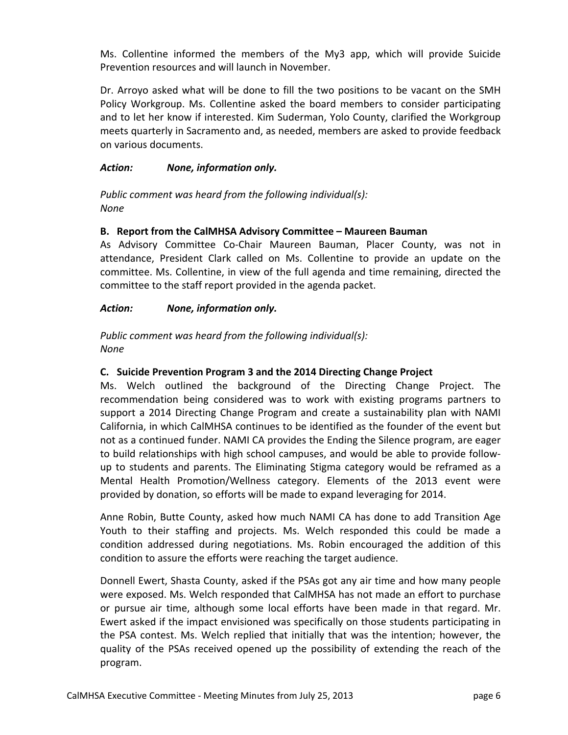Ms. Collentine informed the members of the My3 app, which will provide Suicide Prevention resources and will launch in November.

Dr. Arroyo asked what will be done to fill the two positions to be vacant on the SMH Policy Workgroup. Ms. Collentine asked the board members to consider participating and to let her know if interested. Kim Suderman, Yolo County, clarified the Workgroup meets quarterly in Sacramento and, as needed, members are asked to provide feedback on various documents.

***Action: None, information only.***

*Public comment was heard from the following individual(s):*
*None*

**B. Report from the CalMHSA Advisory Committee – Maureen Bauman**

As Advisory Committee Co-Chair Maureen Bauman, Placer County, was not in attendance, President Clark called on Ms. Collentine to provide an update on the committee. Ms. Collentine, in view of the full agenda and time remaining, directed the committee to the staff report provided in the agenda packet.

***Action: None, information only.***

*Public comment was heard from the following individual(s):*
*None*

**C. Suicide Prevention Program 3 and the 2014 Directing Change Project**

Ms. Welch outlined the background of the Directing Change Project. The recommendation being considered was to work with existing programs partners to support a 2014 Directing Change Program and create a sustainability plan with NAMI California, in which CalMHSA continues to be identified as the founder of the event but not as a continued funder. NAMI CA provides the Ending the Silence program, are eager to build relationships with high school campuses, and would be able to provide follow-up to students and parents. The Eliminating Stigma category would be reframed as a Mental Health Promotion/Wellness category. Elements of the 2013 event were provided by donation, so efforts will be made to expand leveraging for 2014.

Anne Robin, Butte County, asked how much NAMI CA has done to add Transition Age Youth to their staffing and projects. Ms. Welch responded this could be made a condition addressed during negotiations. Ms. Robin encouraged the addition of this condition to assure the efforts were reaching the target audience.

Donnell Ewert, Shasta County, asked if the PSAs got any air time and how many people were exposed. Ms. Welch responded that CalMHSA has not made an effort to purchase or pursue air time, although some local efforts have been made in that regard. Mr. Ewert asked if the impact envisioned was specifically on those students participating in the PSA contest. Ms. Welch replied that initially that was the intention; however, the quality of the PSAs received opened up the possibility of extending the reach of the program.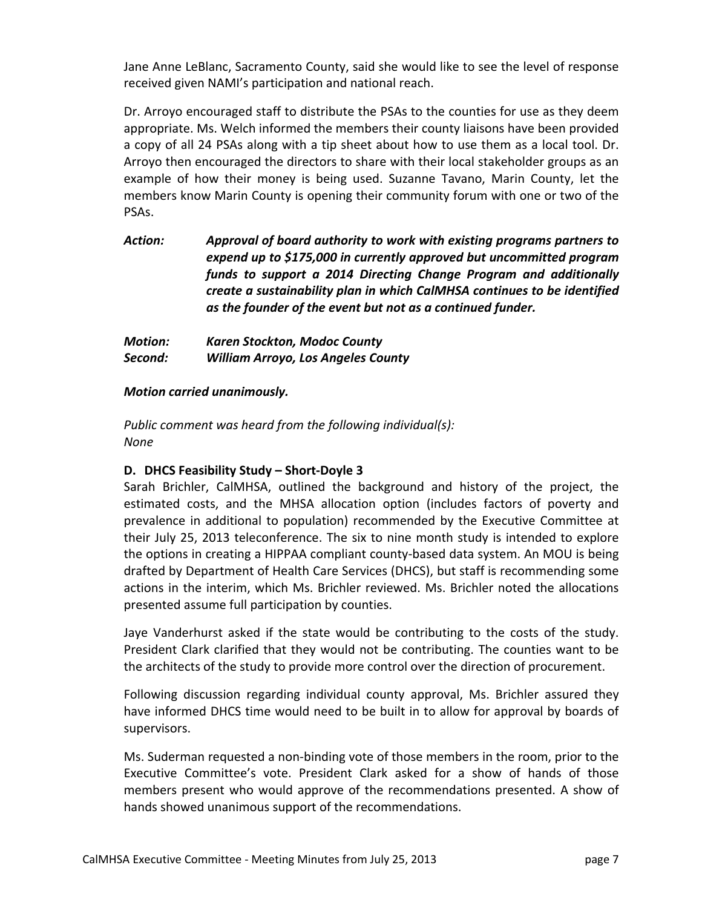Jane Anne LeBlanc, Sacramento County, said she would like to see the level of response received given NAMI's participation and national reach.

Dr. Arroyo encouraged staff to distribute the PSAs to the counties for use as they deem appropriate. Ms. Welch informed the members their county liaisons have been provided a copy of all 24 PSAs along with a tip sheet about how to use them as a local tool. Dr. Arroyo then encouraged the directors to share with their local stakeholder groups as an example of how their money is being used. Suzanne Tavano, Marin County, let the members know Marin County is opening their community forum with one or two of the PSAs.

***Action:*** ***Approval of board authority to work with existing programs partners to expend up to $175,000 in currently approved but uncommitted program funds to support a 2014 Directing Change Program and additionally create a sustainability plan in which CalMHSA continues to be identified as the founder of the event but not as a continued funder.***

***Motion:*** ***Karen Stockton, Modoc County***
***Second:*** ***William Arroyo, Los Angeles County***

***Motion carried unanimously.***

*Public comment was heard from the following individual(s):*
*None*

**D. DHCS Feasibility Study – Short-Doyle 3**

Sarah Brichler, CalMHSA, outlined the background and history of the project, the estimated costs, and the MHSA allocation option (includes factors of poverty and prevalence in additional to population) recommended by the Executive Committee at their July 25, 2013 teleconference. The six to nine month study is intended to explore the options in creating a HIPPAA compliant county-based data system. An MOU is being drafted by Department of Health Care Services (DHCS), but staff is recommending some actions in the interim, which Ms. Brichler reviewed. Ms. Brichler noted the allocations presented assume full participation by counties.

Jaye Vanderhurst asked if the state would be contributing to the costs of the study. President Clark clarified that they would not be contributing. The counties want to be the architects of the study to provide more control over the direction of procurement.

Following discussion regarding individual county approval, Ms. Brichler assured they have informed DHCS time would need to be built in to allow for approval by boards of supervisors.

Ms. Suderman requested a non-binding vote of those members in the room, prior to the Executive Committee's vote. President Clark asked for a show of hands of those members present who would approve of the recommendations presented. A show of hands showed unanimous support of the recommendations.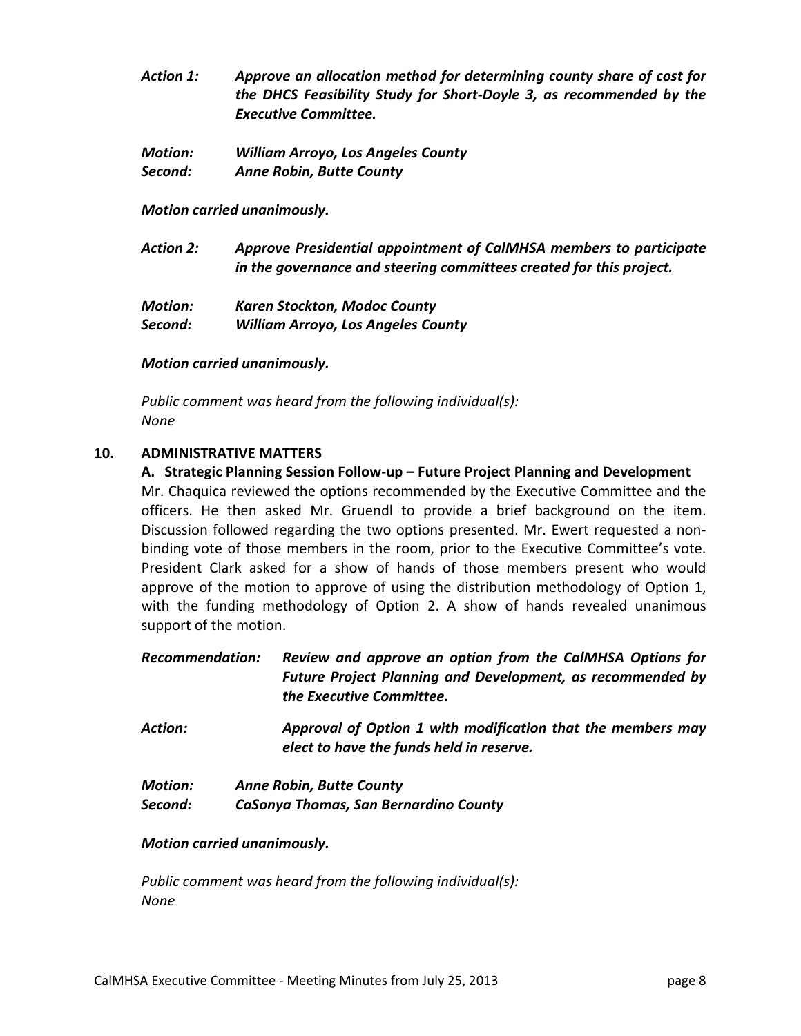***Action 1:*** ***Approve an allocation method for determining county share of cost for the DHCS Feasibility Study for Short-Doyle 3, as recommended by the Executive Committee.***

***Motion:*** ***William Arroyo, Los Angeles County***
***Second:*** ***Anne Robin, Butte County***

***Motion carried unanimously.***

***Action 2:*** ***Approve Presidential appointment of CalMHSA members to participate in the governance and steering committees created for this project.***

***Motion:*** ***Karen Stockton, Modoc County***
***Second:*** ***William Arroyo, Los Angeles County***

***Motion carried unanimously.***

*Public comment was heard from the following individual(s):*
*None*

## 10. ADMINISTRATIVE MATTERS

### A. Strategic Planning Session Follow-up – Future Project Planning and Development

Mr. Chaquica reviewed the options recommended by the Executive Committee and the officers. He then asked Mr. Gruendl to provide a brief background on the item. Discussion followed regarding the two options presented. Mr. Ewert requested a non-binding vote of those members in the room, prior to the Executive Committee's vote. President Clark asked for a show of hands of those members present who would approve of the motion to approve of using the distribution methodology of Option 1, with the funding methodology of Option 2. A show of hands revealed unanimous support of the motion.

***Recommendation:*** ***Review and approve an option from the CalMHSA Options for Future Project Planning and Development, as recommended by the Executive Committee.***

***Action:*** ***Approval of Option 1 with modification that the members may elect to have the funds held in reserve.***

***Motion:*** ***Anne Robin, Butte County***
***Second:*** ***CaSonya Thomas, San Bernardino County***

***Motion carried unanimously.***

*Public comment was heard from the following individual(s):*
*None*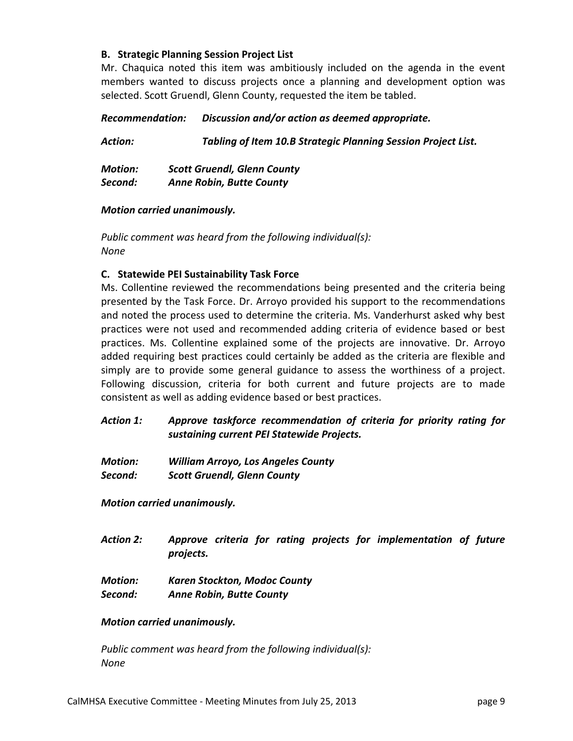### B. Strategic Planning Session Project List

Mr. Chaquica noted this item was ambitiously included on the agenda in the event members wanted to discuss projects once a planning and development option was selected. Scott Gruendl, Glenn County, requested the item be tabled.

***Recommendation:*** ***Discussion and/or action as deemed appropriate.***

***Action:*** ***Tabling of Item 10.B Strategic Planning Session Project List.***

***Motion:*** ***Scott Gruendl, Glenn County***
***Second:*** ***Anne Robin, Butte County***

***Motion carried unanimously.***

*Public comment was heard from the following individual(s):*
*None*

### C. Statewide PEI Sustainability Task Force

Ms. Collentine reviewed the recommendations being presented and the criteria being presented by the Task Force. Dr. Arroyo provided his support to the recommendations and noted the process used to determine the criteria. Ms. Vanderhurst asked why best practices were not used and recommended adding criteria of evidence based or best practices. Ms. Collentine explained some of the projects are innovative. Dr. Arroyo added requiring best practices could certainly be added as the criteria are flexible and simply are to provide some general guidance to assess the worthiness of a project. Following discussion, criteria for both current and future projects are to made consistent as well as adding evidence based or best practices.

***Action 1:*** ***Approve taskforce recommendation of criteria for priority rating for sustaining current PEI Statewide Projects.***

***Motion:*** ***William Arroyo, Los Angeles County***
***Second:*** ***Scott Gruendl, Glenn County***

***Motion carried unanimously.***

***Action 2:*** ***Approve criteria for rating projects for implementation of future projects.***

***Motion:*** ***Karen Stockton, Modoc County***
***Second:*** ***Anne Robin, Butte County***

***Motion carried unanimously.***

*Public comment was heard from the following individual(s):*
*None*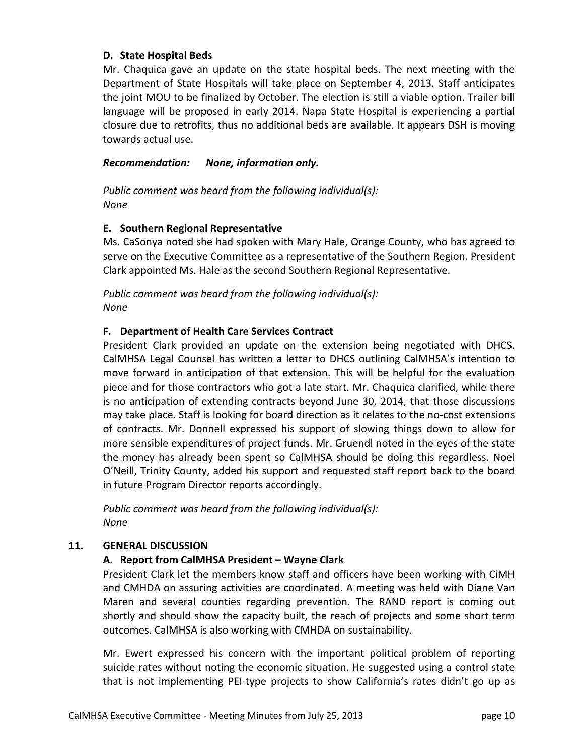### D. State Hospital Beds

Mr. Chaquica gave an update on the state hospital beds. The next meeting with the Department of State Hospitals will take place on September 4, 2013. Staff anticipates the joint MOU to be finalized by October. The election is still a viable option. Trailer bill language will be proposed in early 2014. Napa State Hospital is experiencing a partial closure due to retrofits, thus no additional beds are available. It appears DSH is moving towards actual use.

***Recommendation: None, information only.***

*Public comment was heard from the following individual(s):*
*None*

### E. Southern Regional Representative

Ms. CaSonya noted she had spoken with Mary Hale, Orange County, who has agreed to serve on the Executive Committee as a representative of the Southern Region. President Clark appointed Ms. Hale as the second Southern Regional Representative.

*Public comment was heard from the following individual(s):*
*None*

### F. Department of Health Care Services Contract

President Clark provided an update on the extension being negotiated with DHCS. CalMHSA Legal Counsel has written a letter to DHCS outlining CalMHSA's intention to move forward in anticipation of that extension. This will be helpful for the evaluation piece and for those contractors who got a late start. Mr. Chaquica clarified, while there is no anticipation of extending contracts beyond June 30, 2014, that those discussions may take place. Staff is looking for board direction as it relates to the no-cost extensions of contracts. Mr. Donnell expressed his support of slowing things down to allow for more sensible expenditures of project funds. Mr. Gruendl noted in the eyes of the state the money has already been spent so CalMHSA should be doing this regardless. Noel O'Neill, Trinity County, added his support and requested staff report back to the board in future Program Director reports accordingly.

*Public comment was heard from the following individual(s):*
*None*

## 11. GENERAL DISCUSSION

### A. Report from CalMHSA President – Wayne Clark

President Clark let the members know staff and officers have been working with CiMH and CMHDA on assuring activities are coordinated. A meeting was held with Diane Van Maren and several counties regarding prevention. The RAND report is coming out shortly and should show the capacity built, the reach of projects and some short term outcomes. CalMHSA is also working with CMHDA on sustainability.

Mr. Ewert expressed his concern with the important political problem of reporting suicide rates without noting the economic situation. He suggested using a control state that is not implementing PEI-type projects to show California's rates didn't go up as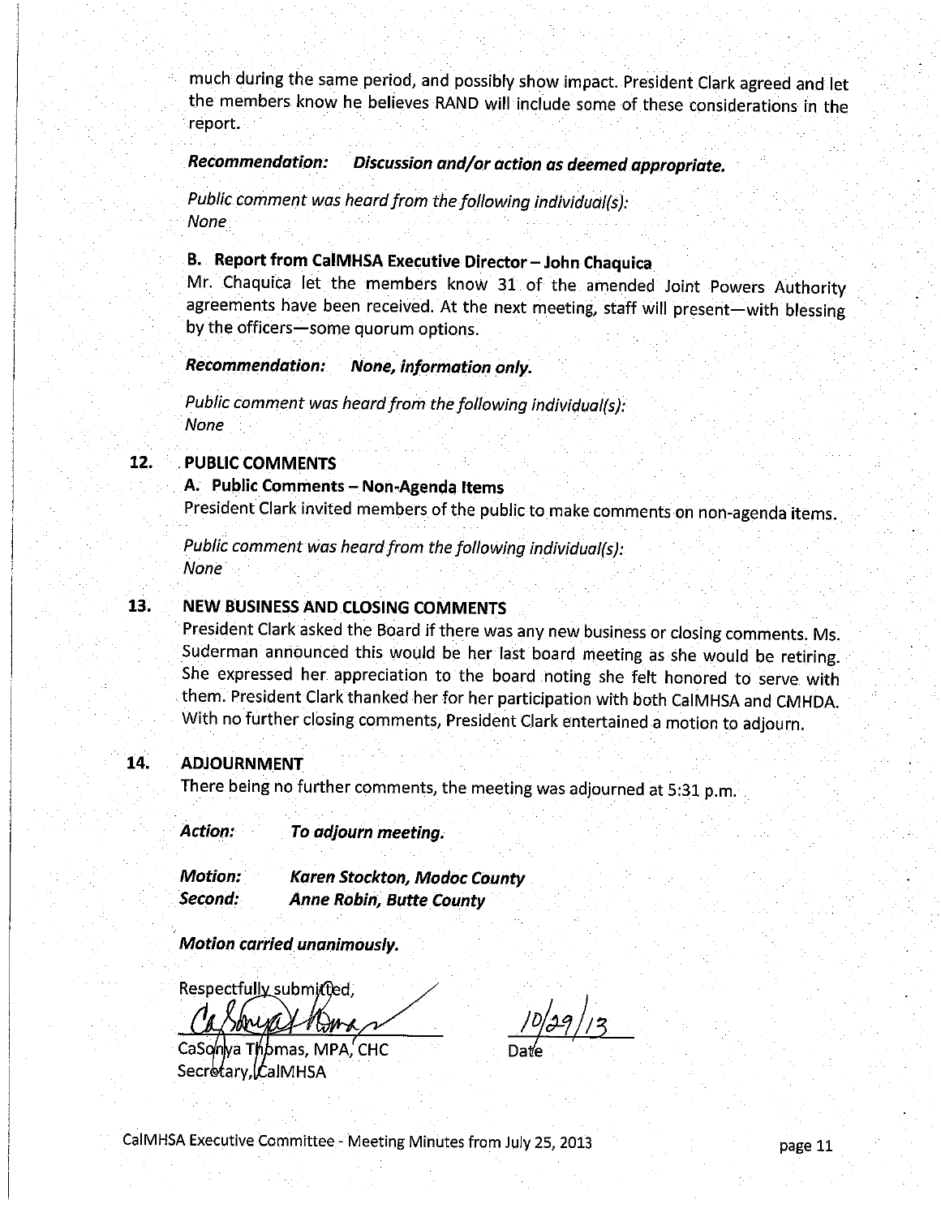much during the same period, and possibly show impact. President Clark agreed and let the members know he believes RAND will include some of these considerations in the report.

***Recommendation: Discussion and/or action as deemed appropriate.***

*Public comment was heard from the following individual(s):*
*None*

**B. Report from CalMHSA Executive Director – John Chaquica**

Mr. Chaquica let the members know 31 of the amended Joint Powers Authority agreements have been received. At the next meeting, staff will present—with blessing by the officers—some quorum options.

***Recommendation: None, information only.***

*Public comment was heard from the following individual(s):*
*None*

## 12. PUBLIC COMMENTS

**A. Public Comments – Non-Agenda Items**

President Clark invited members of the public to make comments on non-agenda items.

*Public comment was heard from the following individual(s):*
*None*

## 13. NEW BUSINESS AND CLOSING COMMENTS

President Clark asked the Board if there was any new business or closing comments. Ms. Suderman announced this would be her last board meeting as she would be retiring. She expressed her appreciation to the board noting she felt honored to serve with them. President Clark thanked her for her participation with both CalMHSA and CMHDA. With no further closing comments, President Clark entertained a motion to adjourn.

## 14. ADJOURNMENT

There being no further comments, the meeting was adjourned at 5:31 p.m.

***Action:*** ***To adjourn meeting.***

***Motion:*** ***Karen Stockton, Modoc County***
***Second:*** ***Anne Robin, Butte County***

***Motion carried unanimously.***

Respectfully submitted,

CaSonya Thomas, MPA, CHC
Secretary, CalMHSA

10/29/13
Date

CalMHSA Executive Committee - Meeting Minutes from July 25, 2013